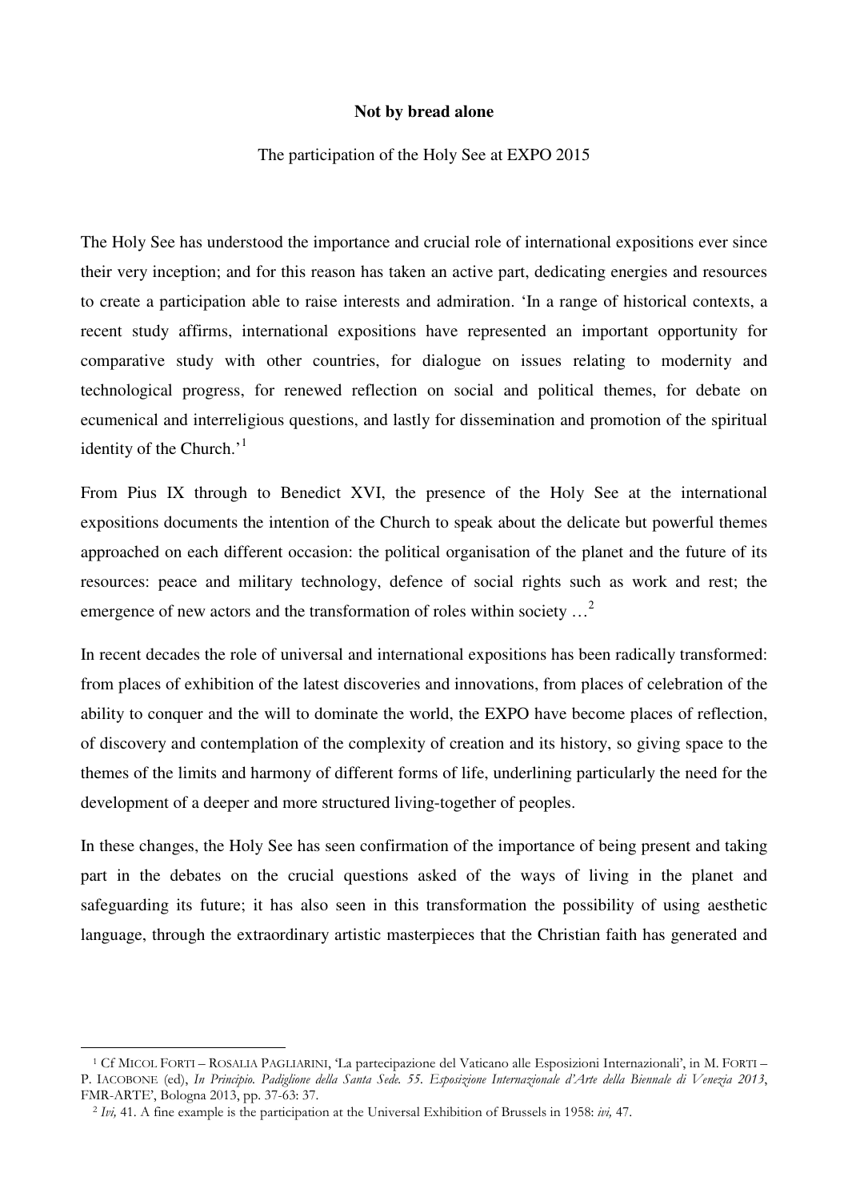# Not by bread alone

The participation of the Holy See at EXPO 2015

The Holy See has understood the importance and crucial role of international expositions ever since their very inception; and for this reason has taken an active part, dedicating energies and resources to create a participation able to raise interests and admiration. 'In a range of historical contexts, a recent study affirms, international expositions have represented an important opportunity for comparative study with other countries, for dialogue on issues relating to modernity and technological progress, for renewed reflection on social and political themes, for debate on ecumenical and interreligious questions, and lastly for dissemination and promotion of the spiritual identity of the Church.'[1]

From Pius IX through to Benedict XVI, the presence of the Holy See at the international expositions documents the intention of the Church to speak about the delicate but powerful themes approached on each different occasion: the political organisation of the planet and the future of its resources: peace and military technology, defence of social rights such as work and rest; the emergence of new actors and the transformation of roles within society …[2]

In recent decades the role of universal and international expositions has been radically transformed: from places of exhibition of the latest discoveries and innovations, from places of celebration of the ability to conquer and the will to dominate the world, the EXPO have become places of reflection, of discovery and contemplation of the complexity of creation and its history, so giving space to the themes of the limits and harmony of different forms of life, underlining particularly the need for the development of a deeper and more structured living-together of peoples.

In these changes, the Holy See has seen confirmation of the importance of being present and taking part in the debates on the crucial questions asked of the ways of living in the planet and safeguarding its future; it has also seen in this transformation the possibility of using aesthetic language, through the extraordinary artistic masterpieces that the Christian faith has generated and

---

[1] Cf MICOL FORTI – ROSALIA PAGLIARINI, 'La partecipazione del Vaticano alle Esposizioni Internazionali', in M. FORTI – P. IACOBONE (ed), *In Principio. Padiglione della Santa Sede. 55. Esposizione Internazionale d'Arte della Biennale di Venezia 2013*, FMR-ARTE', Bologna 2013, pp. 37-63: 37.

[2] *Ivi,* 41. A fine example is the participation at the Universal Exhibition of Brussels in 1958: *ivi,* 47.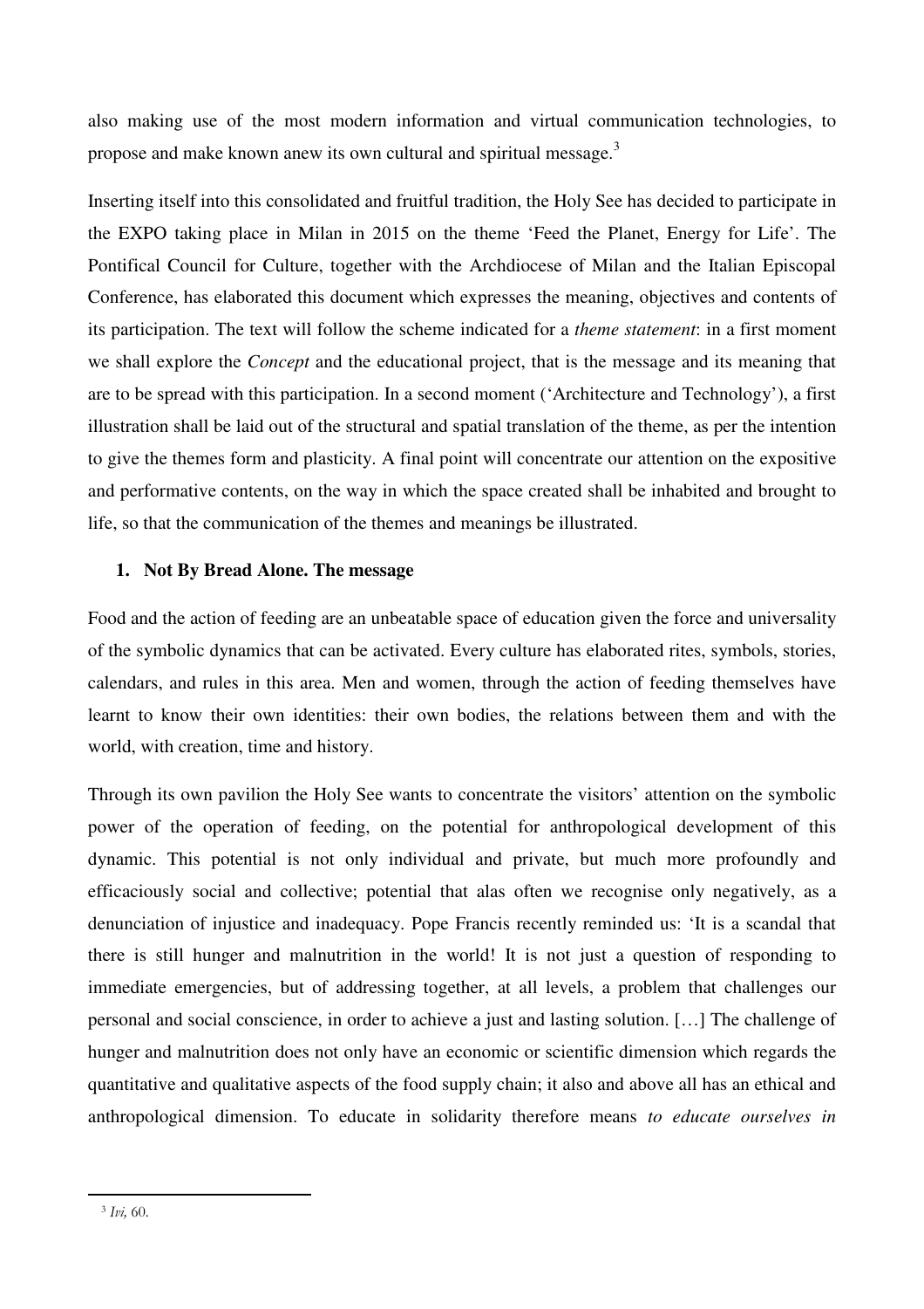also making use of the most modern information and virtual communication technologies, to propose and make known anew its own cultural and spiritual message.[3]

Inserting itself into this consolidated and fruitful tradition, the Holy See has decided to participate in the EXPO taking place in Milan in 2015 on the theme 'Feed the Planet, Energy for Life'. The Pontifical Council for Culture, together with the Archdiocese of Milan and the Italian Episcopal Conference, has elaborated this document which expresses the meaning, objectives and contents of its participation. The text will follow the scheme indicated for a *theme statement*: in a first moment we shall explore the *Concept* and the educational project, that is the message and its meaning that are to be spread with this participation. In a second moment ('Architecture and Technology'), a first illustration shall be laid out of the structural and spatial translation of the theme, as per the intention to give the themes form and plasticity. A final point will concentrate our attention on the expositive and performative contents, on the way in which the space created shall be inhabited and brought to life, so that the communication of the themes and meanings be illustrated.

## 1. Not By Bread Alone. The message

Food and the action of feeding are an unbeatable space of education given the force and universality of the symbolic dynamics that can be activated. Every culture has elaborated rites, symbols, stories, calendars, and rules in this area. Men and women, through the action of feeding themselves have learnt to know their own identities: their own bodies, the relations between them and with the world, with creation, time and history.

Through its own pavilion the Holy See wants to concentrate the visitors' attention on the symbolic power of the operation of feeding, on the potential for anthropological development of this dynamic. This potential is not only individual and private, but much more profoundly and efficaciously social and collective; potential that alas often we recognise only negatively, as a denunciation of injustice and inadequacy. Pope Francis recently reminded us: 'It is a scandal that there is still hunger and malnutrition in the world! It is not just a question of responding to immediate emergencies, but of addressing together, at all levels, a problem that challenges our personal and social conscience, in order to achieve a just and lasting solution. […] The challenge of hunger and malnutrition does not only have an economic or scientific dimension which regards the quantitative and qualitative aspects of the food supply chain; it also and above all has an ethical and anthropological dimension. To educate in solidarity therefore means *to educate ourselves in*

---

[3] *Ivi,* 60.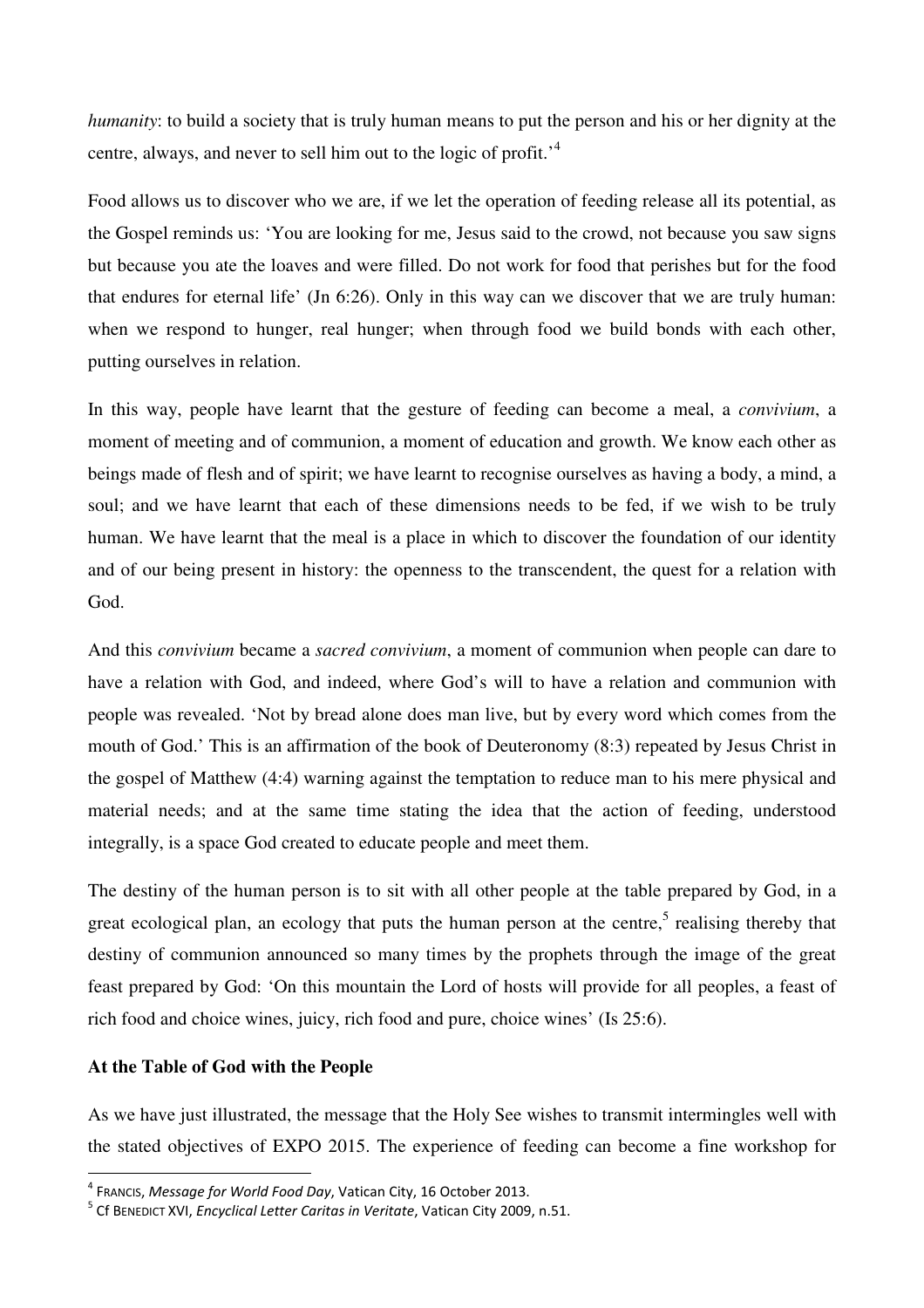*humanity*: to build a society that is truly human means to put the person and his or her dignity at the centre, always, and never to sell him out to the logic of profit.'[4]

Food allows us to discover who we are, if we let the operation of feeding release all its potential, as the Gospel reminds us: 'You are looking for me, Jesus said to the crowd, not because you saw signs but because you ate the loaves and were filled. Do not work for food that perishes but for the food that endures for eternal life' (Jn 6:26). Only in this way can we discover that we are truly human: when we respond to hunger, real hunger; when through food we build bonds with each other, putting ourselves in relation.

In this way, people have learnt that the gesture of feeding can become a meal, a *convivium*, a moment of meeting and of communion, a moment of education and growth. We know each other as beings made of flesh and of spirit; we have learnt to recognise ourselves as having a body, a mind, a soul; and we have learnt that each of these dimensions needs to be fed, if we wish to be truly human. We have learnt that the meal is a place in which to discover the foundation of our identity and of our being present in history: the openness to the transcendent, the quest for a relation with God.

And this *convivium* became a *sacred convivium*, a moment of communion when people can dare to have a relation with God, and indeed, where God's will to have a relation and communion with people was revealed. 'Not by bread alone does man live, but by every word which comes from the mouth of God.' This is an affirmation of the book of Deuteronomy (8:3) repeated by Jesus Christ in the gospel of Matthew (4:4) warning against the temptation to reduce man to his mere physical and material needs; and at the same time stating the idea that the action of feeding, understood integrally, is a space God created to educate people and meet them.

The destiny of the human person is to sit with all other people at the table prepared by God, in a great ecological plan, an ecology that puts the human person at the centre,[5] realising thereby that destiny of communion announced so many times by the prophets through the image of the great feast prepared by God: 'On this mountain the Lord of hosts will provide for all peoples, a feast of rich food and choice wines, juicy, rich food and pure, choice wines' (Is 25:6).

**At the Table of God with the People**

As we have just illustrated, the message that the Holy See wishes to transmit intermingles well with the stated objectives of EXPO 2015. The experience of feeding can become a fine workshop for

---

[4] FRANCIS, *Message for World Food Day*, Vatican City, 16 October 2013.

[5] Cf BENEDICT XVI, *Encyclical Letter Caritas in Veritate*, Vatican City 2009, n.51.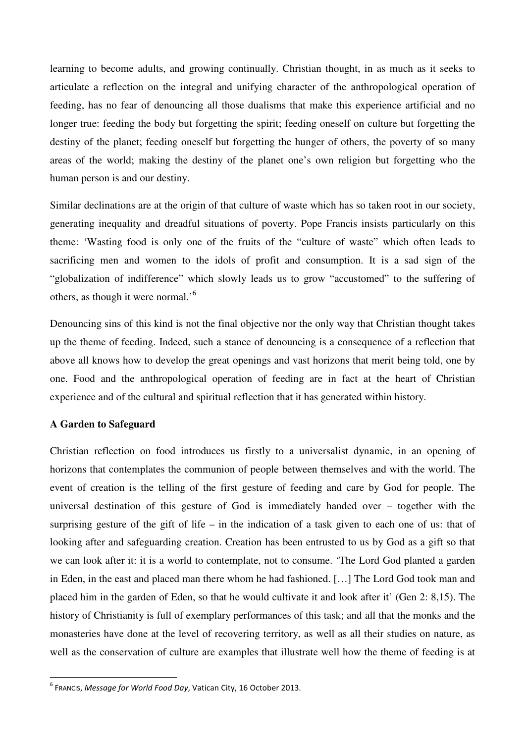learning to become adults, and growing continually. Christian thought, in as much as it seeks to articulate a reflection on the integral and unifying character of the anthropological operation of feeding, has no fear of denouncing all those dualisms that make this experience artificial and no longer true: feeding the body but forgetting the spirit; feeding oneself on culture but forgetting the destiny of the planet; feeding oneself but forgetting the hunger of others, the poverty of so many areas of the world; making the destiny of the planet one's own religion but forgetting who the human person is and our destiny.

Similar declinations are at the origin of that culture of waste which has so taken root in our society, generating inequality and dreadful situations of poverty. Pope Francis insists particularly on this theme: 'Wasting food is only one of the fruits of the "culture of waste" which often leads to sacrificing men and women to the idols of profit and consumption. It is a sad sign of the "globalization of indifference" which slowly leads us to grow "accustomed" to the suffering of others, as though it were normal.'[6]

Denouncing sins of this kind is not the final objective nor the only way that Christian thought takes up the theme of feeding. Indeed, such a stance of denouncing is a consequence of a reflection that above all knows how to develop the great openings and vast horizons that merit being told, one by one. Food and the anthropological operation of feeding are in fact at the heart of Christian experience and of the cultural and spiritual reflection that it has generated within history.

**A Garden to Safeguard**

Christian reflection on food introduces us firstly to a universalist dynamic, in an opening of horizons that contemplates the communion of people between themselves and with the world. The event of creation is the telling of the first gesture of feeding and care by God for people. The universal destination of this gesture of God is immediately handed over – together with the surprising gesture of the gift of life – in the indication of a task given to each one of us: that of looking after and safeguarding creation. Creation has been entrusted to us by God as a gift so that we can look after it: it is a world to contemplate, not to consume. 'The Lord God planted a garden in Eden, in the east and placed man there whom he had fashioned. […] The Lord God took man and placed him in the garden of Eden, so that he would cultivate it and look after it' (Gen 2: 8,15). The history of Christianity is full of exemplary performances of this task; and all that the monks and the monasteries have done at the level of recovering territory, as well as all their studies on nature, as well as the conservation of culture are examples that illustrate well how the theme of feeding is at

---

[6] FRANCIS, *Message for World Food Day*, Vatican City, 16 October 2013.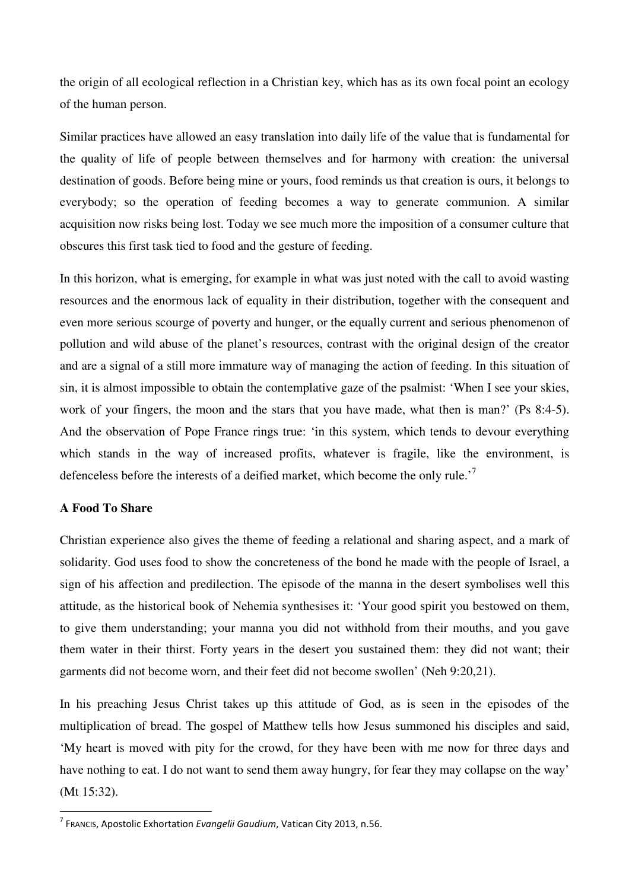the origin of all ecological reflection in a Christian key, which has as its own focal point an ecology of the human person.

Similar practices have allowed an easy translation into daily life of the value that is fundamental for the quality of life of people between themselves and for harmony with creation: the universal destination of goods. Before being mine or yours, food reminds us that creation is ours, it belongs to everybody; so the operation of feeding becomes a way to generate communion. A similar acquisition now risks being lost. Today we see much more the imposition of a consumer culture that obscures this first task tied to food and the gesture of feeding.

In this horizon, what is emerging, for example in what was just noted with the call to avoid wasting resources and the enormous lack of equality in their distribution, together with the consequent and even more serious scourge of poverty and hunger, or the equally current and serious phenomenon of pollution and wild abuse of the planet's resources, contrast with the original design of the creator and are a signal of a still more immature way of managing the action of feeding. In this situation of sin, it is almost impossible to obtain the contemplative gaze of the psalmist: 'When I see your skies, work of your fingers, the moon and the stars that you have made, what then is man?' (Ps 8:4-5). And the observation of Pope France rings true: 'in this system, which tends to devour everything which stands in the way of increased profits, whatever is fragile, like the environment, is defenceless before the interests of a deified market, which become the only rule.'[7]

**A Food To Share**

Christian experience also gives the theme of feeding a relational and sharing aspect, and a mark of solidarity. God uses food to show the concreteness of the bond he made with the people of Israel, a sign of his affection and predilection. The episode of the manna in the desert symbolises well this attitude, as the historical book of Nehemia synthesises it: 'Your good spirit you bestowed on them, to give them understanding; your manna you did not withhold from their mouths, and you gave them water in their thirst. Forty years in the desert you sustained them: they did not want; their garments did not become worn, and their feet did not become swollen' (Neh 9:20,21).

In his preaching Jesus Christ takes up this attitude of God, as is seen in the episodes of the multiplication of bread. The gospel of Matthew tells how Jesus summoned his disciples and said, 'My heart is moved with pity for the crowd, for they have been with me now for three days and have nothing to eat. I do not want to send them away hungry, for fear they may collapse on the way' (Mt 15:32).

---

[7] FRANCIS, Apostolic Exhortation *Evangelii Gaudium*, Vatican City 2013, n.56.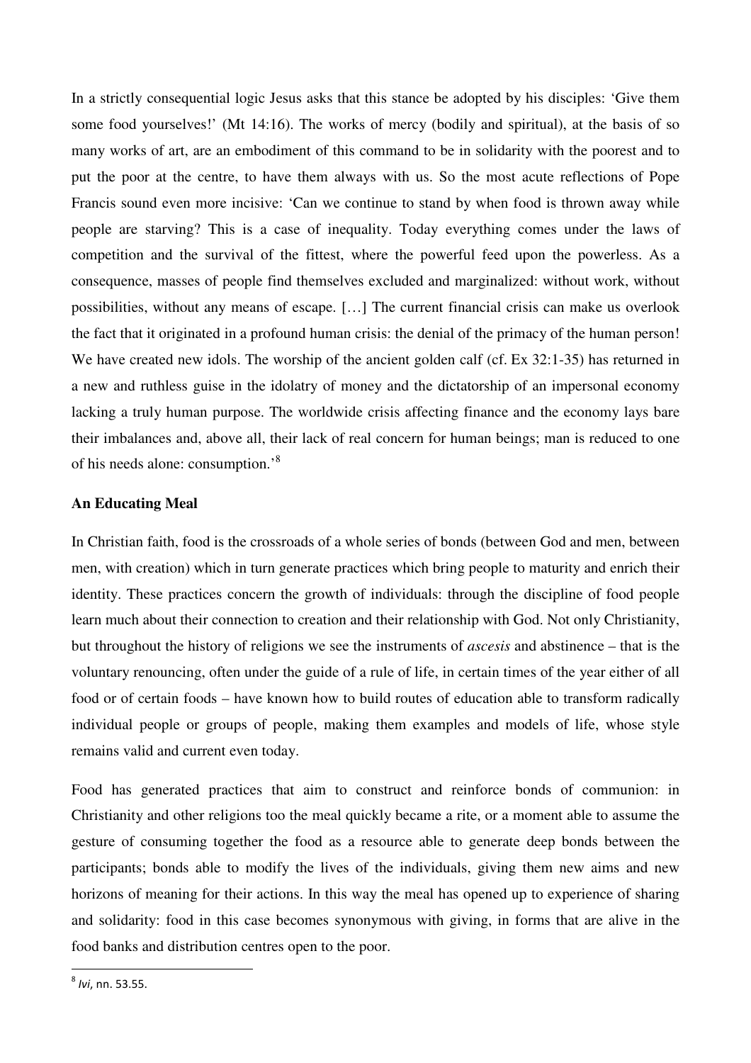In a strictly consequential logic Jesus asks that this stance be adopted by his disciples: 'Give them some food yourselves!' (Mt 14:16). The works of mercy (bodily and spiritual), at the basis of so many works of art, are an embodiment of this command to be in solidarity with the poorest and to put the poor at the centre, to have them always with us. So the most acute reflections of Pope Francis sound even more incisive: 'Can we continue to stand by when food is thrown away while people are starving? This is a case of inequality. Today everything comes under the laws of competition and the survival of the fittest, where the powerful feed upon the powerless. As a consequence, masses of people find themselves excluded and marginalized: without work, without possibilities, without any means of escape. […] The current financial crisis can make us overlook the fact that it originated in a profound human crisis: the denial of the primacy of the human person! We have created new idols. The worship of the ancient golden calf (cf. Ex 32:1-35) has returned in a new and ruthless guise in the idolatry of money and the dictatorship of an impersonal economy lacking a truly human purpose. The worldwide crisis affecting finance and the economy lays bare their imbalances and, above all, their lack of real concern for human beings; man is reduced to one of his needs alone: consumption.'[8]

**An Educating Meal**

In Christian faith, food is the crossroads of a whole series of bonds (between God and men, between men, with creation) which in turn generate practices which bring people to maturity and enrich their identity. These practices concern the growth of individuals: through the discipline of food people learn much about their connection to creation and their relationship with God. Not only Christianity, but throughout the history of religions we see the instruments of *ascesis* and abstinence – that is the voluntary renouncing, often under the guide of a rule of life, in certain times of the year either of all food or of certain foods – have known how to build routes of education able to transform radically individual people or groups of people, making them examples and models of life, whose style remains valid and current even today.

Food has generated practices that aim to construct and reinforce bonds of communion: in Christianity and other religions too the meal quickly became a rite, or a moment able to assume the gesture of consuming together the food as a resource able to generate deep bonds between the participants; bonds able to modify the lives of the individuals, giving them new aims and new horizons of meaning for their actions. In this way the meal has opened up to experience of sharing and solidarity: food in this case becomes synonymous with giving, in forms that are alive in the food banks and distribution centres open to the poor.

---

[8] *Ivi*, nn. 53.55.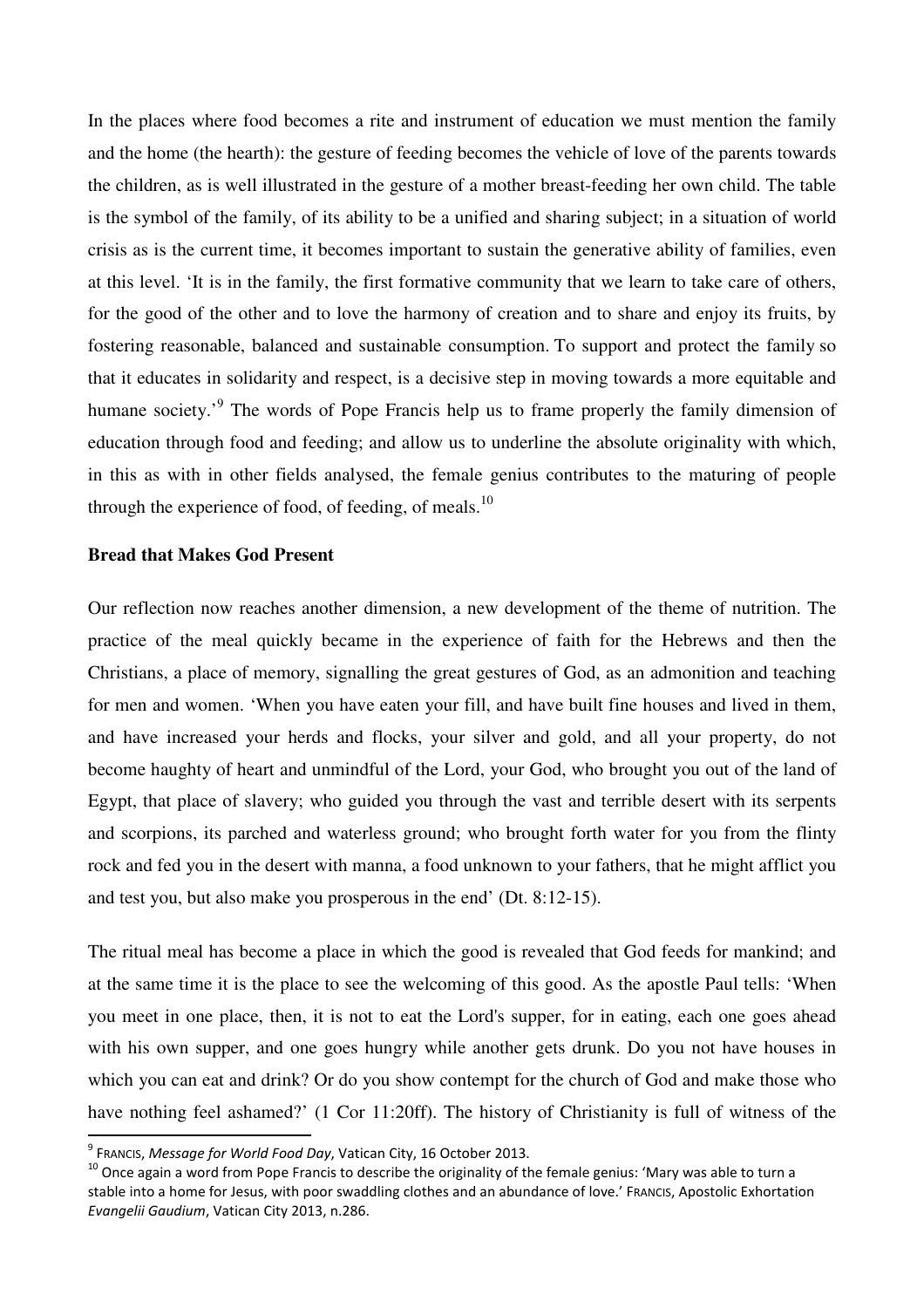In the places where food becomes a rite and instrument of education we must mention the family and the home (the hearth): the gesture of feeding becomes the vehicle of love of the parents towards the children, as is well illustrated in the gesture of a mother breast-feeding her own child. The table is the symbol of the family, of its ability to be a unified and sharing subject; in a situation of world crisis as is the current time, it becomes important to sustain the generative ability of families, even at this level. 'It is in the family, the first formative community that we learn to take care of others, for the good of the other and to love the harmony of creation and to share and enjoy its fruits, by fostering reasonable, balanced and sustainable consumption. To support and protect the family so that it educates in solidarity and respect, is a decisive step in moving towards a more equitable and humane society.'[9] The words of Pope Francis help us to frame properly the family dimension of education through food and feeding; and allow us to underline the absolute originality with which, in this as with in other fields analysed, the female genius contributes to the maturing of people through the experience of food, of feeding, of meals.[10]

**Bread that Makes God Present**

Our reflection now reaches another dimension, a new development of the theme of nutrition. The practice of the meal quickly became in the experience of faith for the Hebrews and then the Christians, a place of memory, signalling the great gestures of God, as an admonition and teaching for men and women. 'When you have eaten your fill, and have built fine houses and lived in them, and have increased your herds and flocks, your silver and gold, and all your property, do not become haughty of heart and unmindful of the Lord, your God, who brought you out of the land of Egypt, that place of slavery; who guided you through the vast and terrible desert with its serpents and scorpions, its parched and waterless ground; who brought forth water for you from the flinty rock and fed you in the desert with manna, a food unknown to your fathers, that he might afflict you and test you, but also make you prosperous in the end' (Dt. 8:12-15).

The ritual meal has become a place in which the good is revealed that God feeds for mankind; and at the same time it is the place to see the welcoming of this good. As the apostle Paul tells: 'When you meet in one place, then, it is not to eat the Lord's supper, for in eating, each one goes ahead with his own supper, and one goes hungry while another gets drunk. Do you not have houses in which you can eat and drink? Or do you show contempt for the church of God and make those who have nothing feel ashamed?' (1 Cor 11:20ff). The history of Christianity is full of witness of the

---

[9] FRANCIS, *Message for World Food Day*, Vatican City, 16 October 2013.

[10] Once again a word from Pope Francis to describe the originality of the female genius: 'Mary was able to turn a stable into a home for Jesus, with poor swaddling clothes and an abundance of love.' FRANCIS, Apostolic Exhortation *Evangelii Gaudium*, Vatican City 2013, n.286.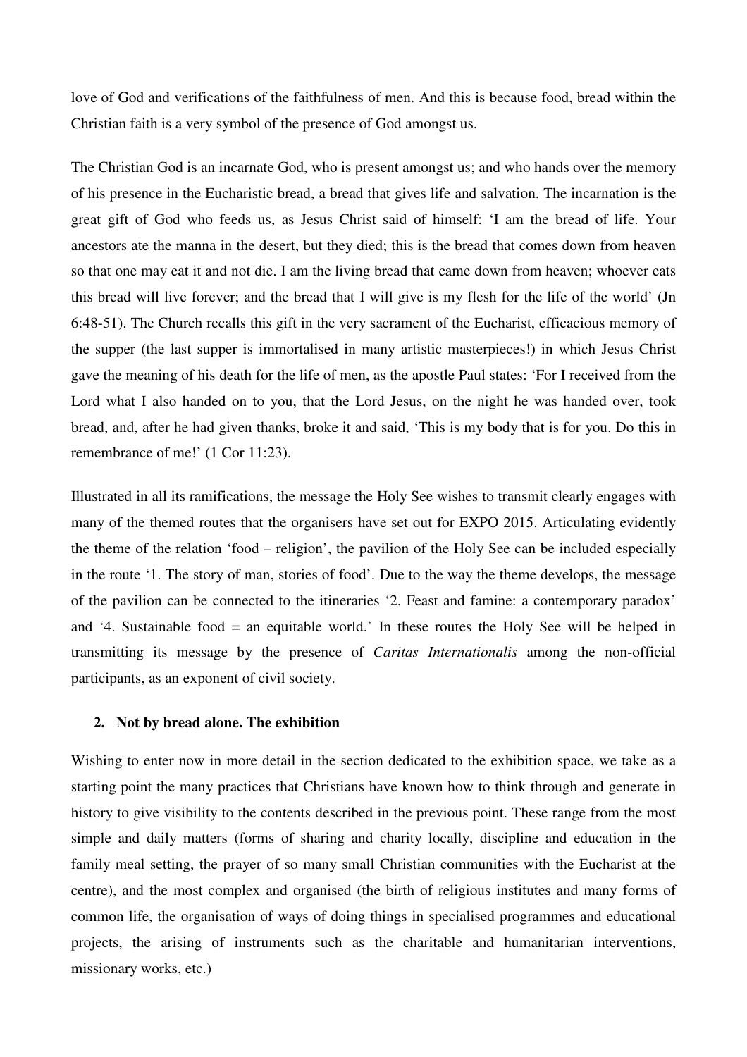love of God and verifications of the faithfulness of men. And this is because food, bread within the Christian faith is a very symbol of the presence of God amongst us.

The Christian God is an incarnate God, who is present amongst us; and who hands over the memory of his presence in the Eucharistic bread, a bread that gives life and salvation. The incarnation is the great gift of God who feeds us, as Jesus Christ said of himself: 'I am the bread of life. Your ancestors ate the manna in the desert, but they died; this is the bread that comes down from heaven so that one may eat it and not die. I am the living bread that came down from heaven; whoever eats this bread will live forever; and the bread that I will give is my flesh for the life of the world' (Jn 6:48-51). The Church recalls this gift in the very sacrament of the Eucharist, efficacious memory of the supper (the last supper is immortalised in many artistic masterpieces!) in which Jesus Christ gave the meaning of his death for the life of men, as the apostle Paul states: 'For I received from the Lord what I also handed on to you, that the Lord Jesus, on the night he was handed over, took bread, and, after he had given thanks, broke it and said, 'This is my body that is for you. Do this in remembrance of me!' (1 Cor 11:23).

Illustrated in all its ramifications, the message the Holy See wishes to transmit clearly engages with many of the themed routes that the organisers have set out for EXPO 2015. Articulating evidently the theme of the relation 'food – religion', the pavilion of the Holy See can be included especially in the route '1. The story of man, stories of food'. Due to the way the theme develops, the message of the pavilion can be connected to the itineraries '2. Feast and famine: a contemporary paradox' and '4. Sustainable food = an equitable world.' In these routes the Holy See will be helped in transmitting its message by the presence of *Caritas Internationalis* among the non-official participants, as an exponent of civil society.

## 2. Not by bread alone. The exhibition

Wishing to enter now in more detail in the section dedicated to the exhibition space, we take as a starting point the many practices that Christians have known how to think through and generate in history to give visibility to the contents described in the previous point. These range from the most simple and daily matters (forms of sharing and charity locally, discipline and education in the family meal setting, the prayer of so many small Christian communities with the Eucharist at the centre), and the most complex and organised (the birth of religious institutes and many forms of common life, the organisation of ways of doing things in specialised programmes and educational projects, the arising of instruments such as the charitable and humanitarian interventions, missionary works, etc.)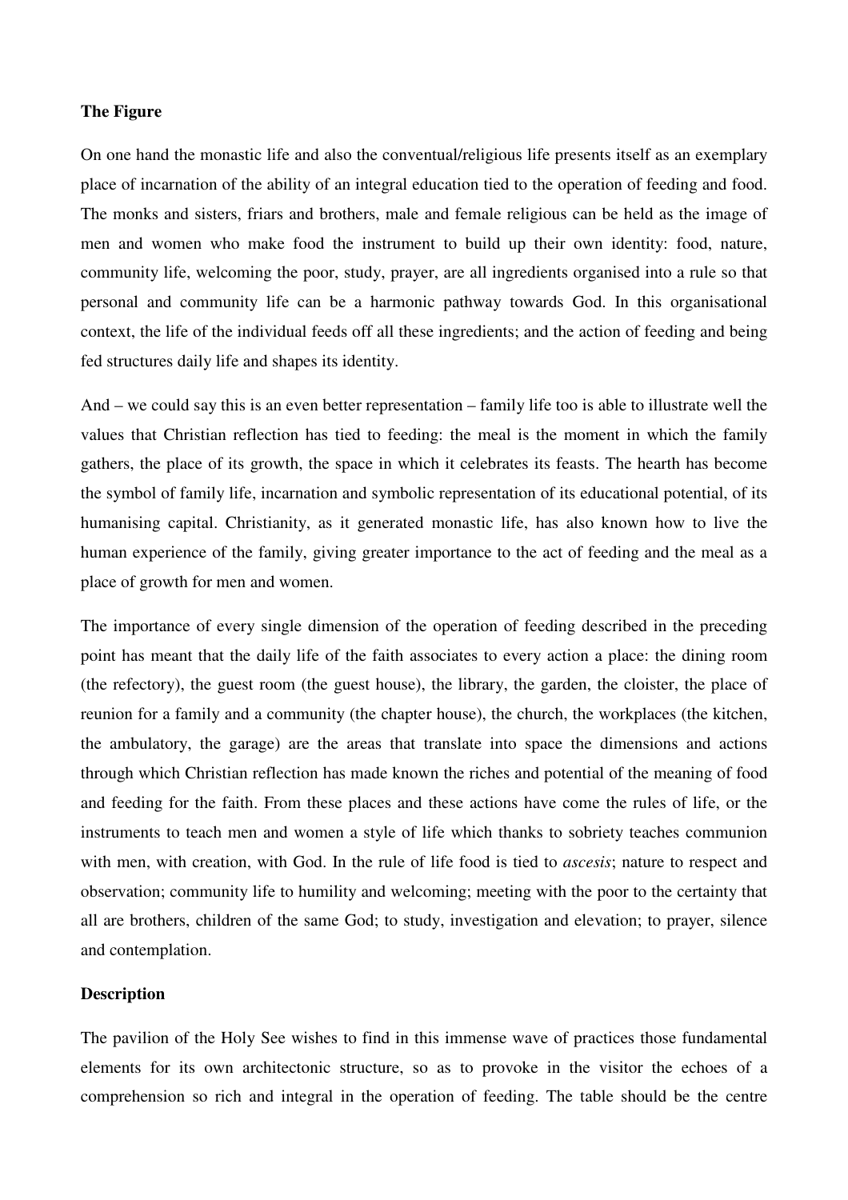**The Figure**

On one hand the monastic life and also the conventual/religious life presents itself as an exemplary place of incarnation of the ability of an integral education tied to the operation of feeding and food. The monks and sisters, friars and brothers, male and female religious can be held as the image of men and women who make food the instrument to build up their own identity: food, nature, community life, welcoming the poor, study, prayer, are all ingredients organised into a rule so that personal and community life can be a harmonic pathway towards God. In this organisational context, the life of the individual feeds off all these ingredients; and the action of feeding and being fed structures daily life and shapes its identity.

And – we could say this is an even better representation – family life too is able to illustrate well the values that Christian reflection has tied to feeding: the meal is the moment in which the family gathers, the place of its growth, the space in which it celebrates its feasts. The hearth has become the symbol of family life, incarnation and symbolic representation of its educational potential, of its humanising capital. Christianity, as it generated monastic life, has also known how to live the human experience of the family, giving greater importance to the act of feeding and the meal as a place of growth for men and women.

The importance of every single dimension of the operation of feeding described in the preceding point has meant that the daily life of the faith associates to every action a place: the dining room (the refectory), the guest room (the guest house), the library, the garden, the cloister, the place of reunion for a family and a community (the chapter house), the church, the workplaces (the kitchen, the ambulatory, the garage) are the areas that translate into space the dimensions and actions through which Christian reflection has made known the riches and potential of the meaning of food and feeding for the faith. From these places and these actions have come the rules of life, or the instruments to teach men and women a style of life which thanks to sobriety teaches communion with men, with creation, with God. In the rule of life food is tied to *ascesis*; nature to respect and observation; community life to humility and welcoming; meeting with the poor to the certainty that all are brothers, children of the same God; to study, investigation and elevation; to prayer, silence and contemplation.

**Description**

The pavilion of the Holy See wishes to find in this immense wave of practices those fundamental elements for its own architectonic structure, so as to provoke in the visitor the echoes of a comprehension so rich and integral in the operation of feeding. The table should be the centre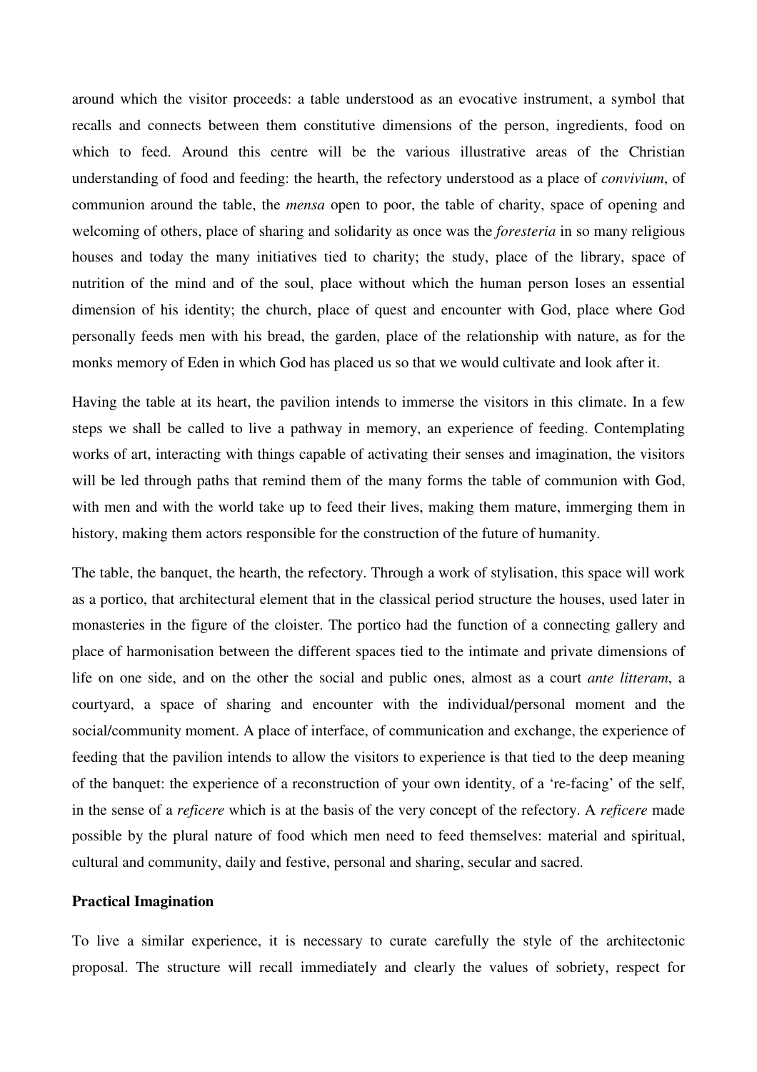around which the visitor proceeds: a table understood as an evocative instrument, a symbol that recalls and connects between them constitutive dimensions of the person, ingredients, food on which to feed. Around this centre will be the various illustrative areas of the Christian understanding of food and feeding: the hearth, the refectory understood as a place of *convivium*, of communion around the table, the *mensa* open to poor, the table of charity, space of opening and welcoming of others, place of sharing and solidarity as once was the *foresteria* in so many religious houses and today the many initiatives tied to charity; the study, place of the library, space of nutrition of the mind and of the soul, place without which the human person loses an essential dimension of his identity; the church, place of quest and encounter with God, place where God personally feeds men with his bread, the garden, place of the relationship with nature, as for the monks memory of Eden in which God has placed us so that we would cultivate and look after it.

Having the table at its heart, the pavilion intends to immerse the visitors in this climate. In a few steps we shall be called to live a pathway in memory, an experience of feeding. Contemplating works of art, interacting with things capable of activating their senses and imagination, the visitors will be led through paths that remind them of the many forms the table of communion with God, with men and with the world take up to feed their lives, making them mature, immerging them in history, making them actors responsible for the construction of the future of humanity.

The table, the banquet, the hearth, the refectory. Through a work of stylisation, this space will work as a portico, that architectural element that in the classical period structure the houses, used later in monasteries in the figure of the cloister. The portico had the function of a connecting gallery and place of harmonisation between the different spaces tied to the intimate and private dimensions of life on one side, and on the other the social and public ones, almost as a court *ante litteram*, a courtyard, a space of sharing and encounter with the individual/personal moment and the social/community moment. A place of interface, of communication and exchange, the experience of feeding that the pavilion intends to allow the visitors to experience is that tied to the deep meaning of the banquet: the experience of a reconstruction of your own identity, of a 're-facing' of the self, in the sense of a *reficere* which is at the basis of the very concept of the refectory. A *reficere* made possible by the plural nature of food which men need to feed themselves: material and spiritual, cultural and community, daily and festive, personal and sharing, secular and sacred.

**Practical Imagination**

To live a similar experience, it is necessary to curate carefully the style of the architectonic proposal. The structure will recall immediately and clearly the values of sobriety, respect for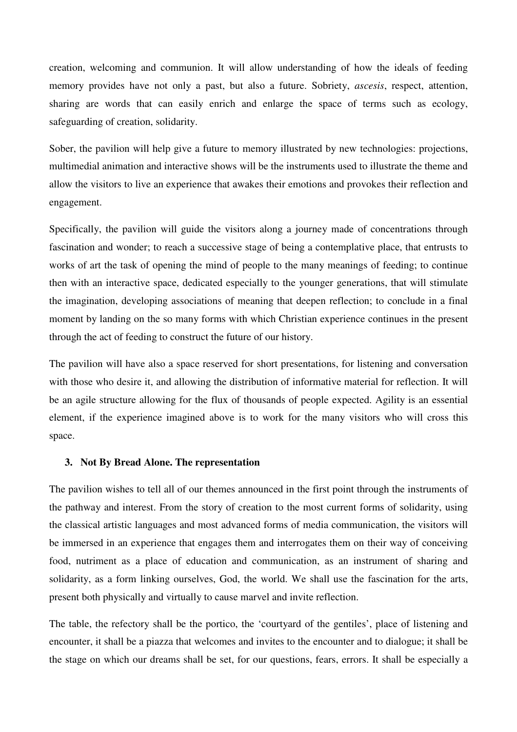creation, welcoming and communion. It will allow understanding of how the ideals of feeding memory provides have not only a past, but also a future. Sobriety, *ascesis*, respect, attention, sharing are words that can easily enrich and enlarge the space of terms such as ecology, safeguarding of creation, solidarity.

Sober, the pavilion will help give a future to memory illustrated by new technologies: projections, multimedial animation and interactive shows will be the instruments used to illustrate the theme and allow the visitors to live an experience that awakes their emotions and provokes their reflection and engagement.

Specifically, the pavilion will guide the visitors along a journey made of concentrations through fascination and wonder; to reach a successive stage of being a contemplative place, that entrusts to works of art the task of opening the mind of people to the many meanings of feeding; to continue then with an interactive space, dedicated especially to the younger generations, that will stimulate the imagination, developing associations of meaning that deepen reflection; to conclude in a final moment by landing on the so many forms with which Christian experience continues in the present through the act of feeding to construct the future of our history.

The pavilion will have also a space reserved for short presentations, for listening and conversation with those who desire it, and allowing the distribution of informative material for reflection. It will be an agile structure allowing for the flux of thousands of people expected. Agility is an essential element, if the experience imagined above is to work for the many visitors who will cross this space.

## 3. Not By Bread Alone. The representation

The pavilion wishes to tell all of our themes announced in the first point through the instruments of the pathway and interest. From the story of creation to the most current forms of solidarity, using the classical artistic languages and most advanced forms of media communication, the visitors will be immersed in an experience that engages them and interrogates them on their way of conceiving food, nutriment as a place of education and communication, as an instrument of sharing and solidarity, as a form linking ourselves, God, the world. We shall use the fascination for the arts, present both physically and virtually to cause marvel and invite reflection.

The table, the refectory shall be the portico, the 'courtyard of the gentiles', place of listening and encounter, it shall be a piazza that welcomes and invites to the encounter and to dialogue; it shall be the stage on which our dreams shall be set, for our questions, fears, errors. It shall be especially a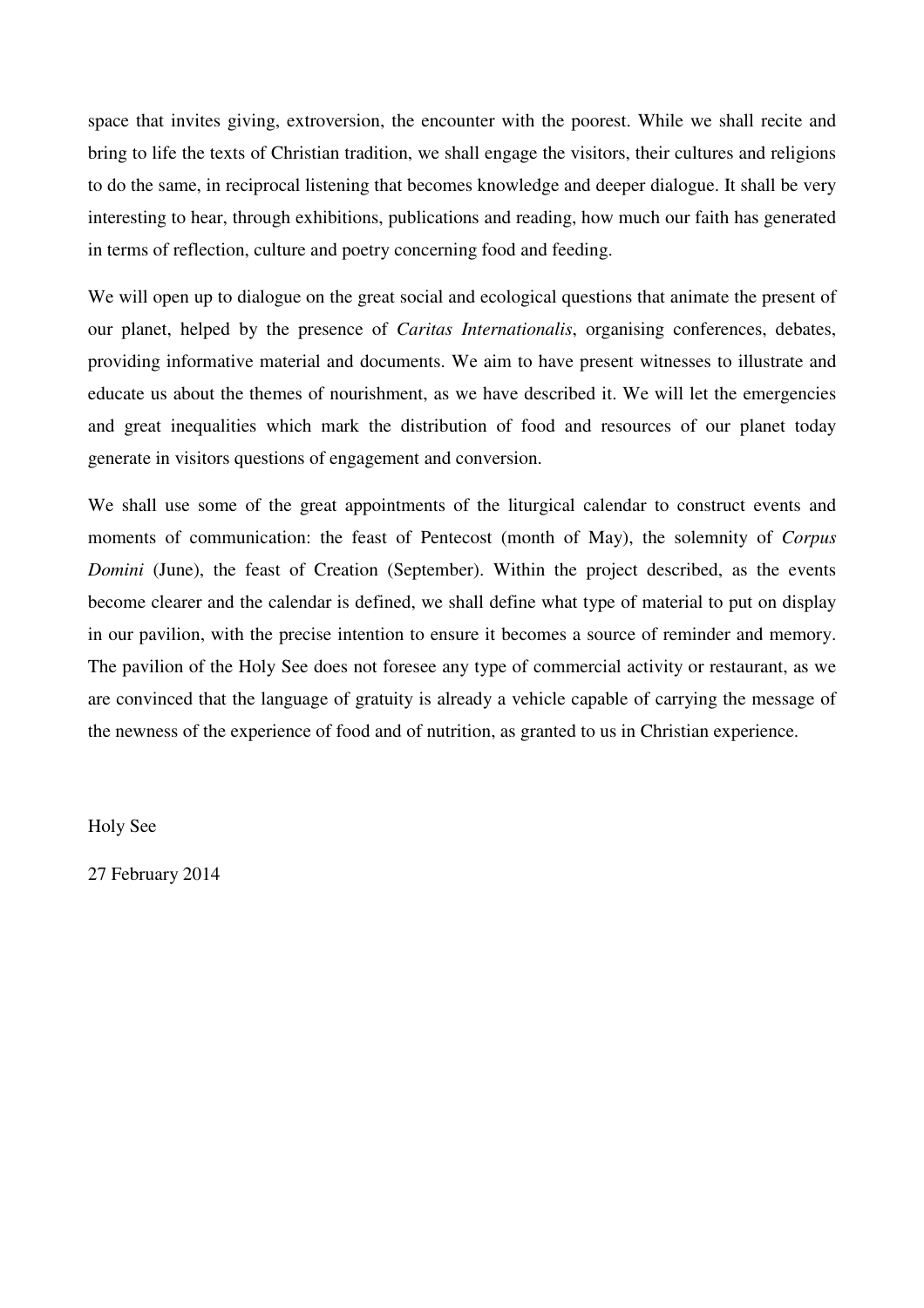space that invites giving, extroversion, the encounter with the poorest. While we shall recite and bring to life the texts of Christian tradition, we shall engage the visitors, their cultures and religions to do the same, in reciprocal listening that becomes knowledge and deeper dialogue. It shall be very interesting to hear, through exhibitions, publications and reading, how much our faith has generated in terms of reflection, culture and poetry concerning food and feeding.

We will open up to dialogue on the great social and ecological questions that animate the present of our planet, helped by the presence of *Caritas Internationalis*, organising conferences, debates, providing informative material and documents. We aim to have present witnesses to illustrate and educate us about the themes of nourishment, as we have described it. We will let the emergencies and great inequalities which mark the distribution of food and resources of our planet today generate in visitors questions of engagement and conversion.

We shall use some of the great appointments of the liturgical calendar to construct events and moments of communication: the feast of Pentecost (month of May), the solemnity of *Corpus Domini* (June), the feast of Creation (September). Within the project described, as the events become clearer and the calendar is defined, we shall define what type of material to put on display in our pavilion, with the precise intention to ensure it becomes a source of reminder and memory. The pavilion of the Holy See does not foresee any type of commercial activity or restaurant, as we are convinced that the language of gratuity is already a vehicle capable of carrying the message of the newness of the experience of food and of nutrition, as granted to us in Christian experience.

Holy See

27 February 2014